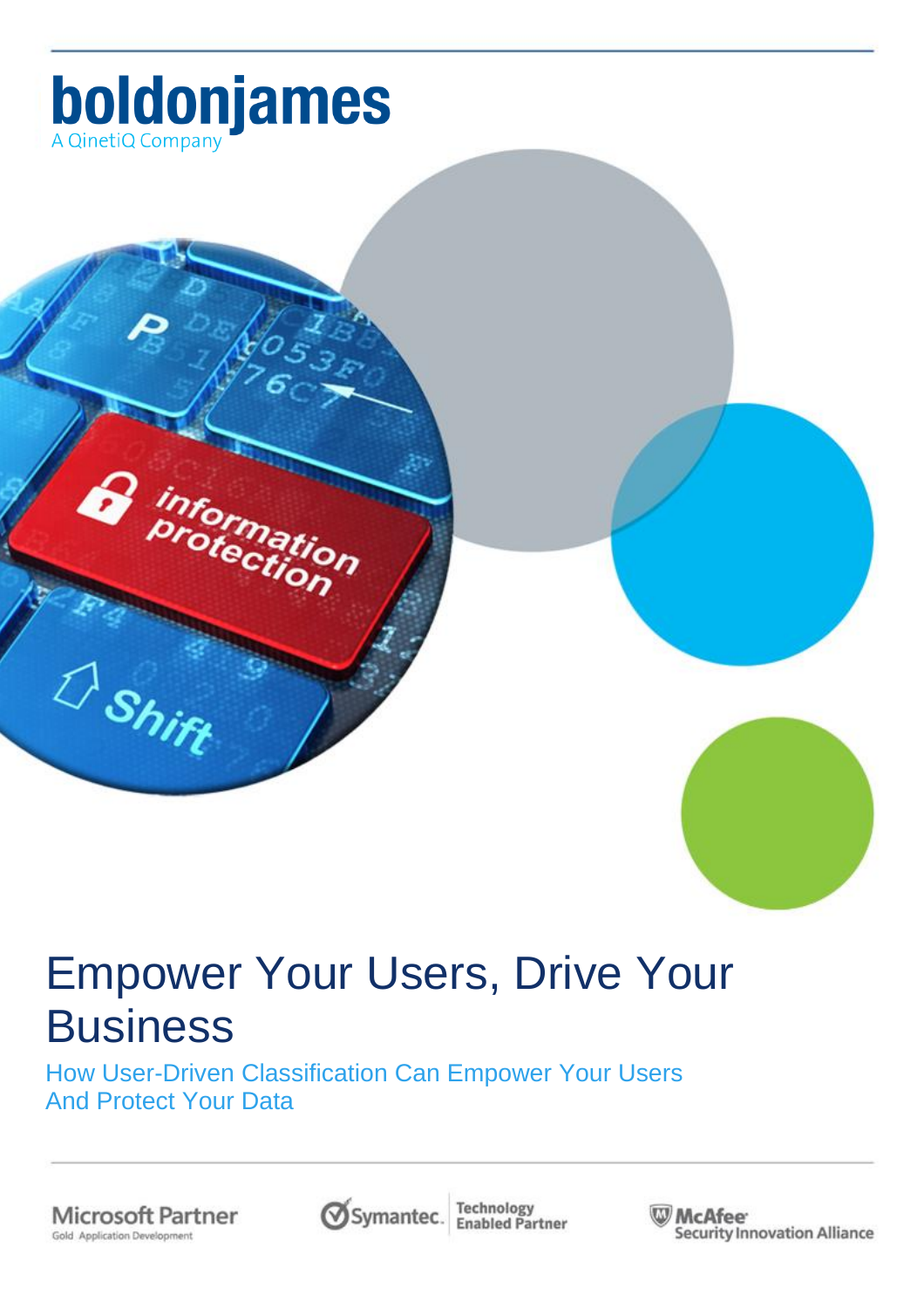boldonjames

A QinetiQ Company

# Empower Your Users, Drive Your Business

## How User-Driven Classification Can Empower Your Users And Protect Your Data

Microsoft Partner
Gold Application Development

Symantec. Technology Enabled Partner

McAfee Security Innovation Alliance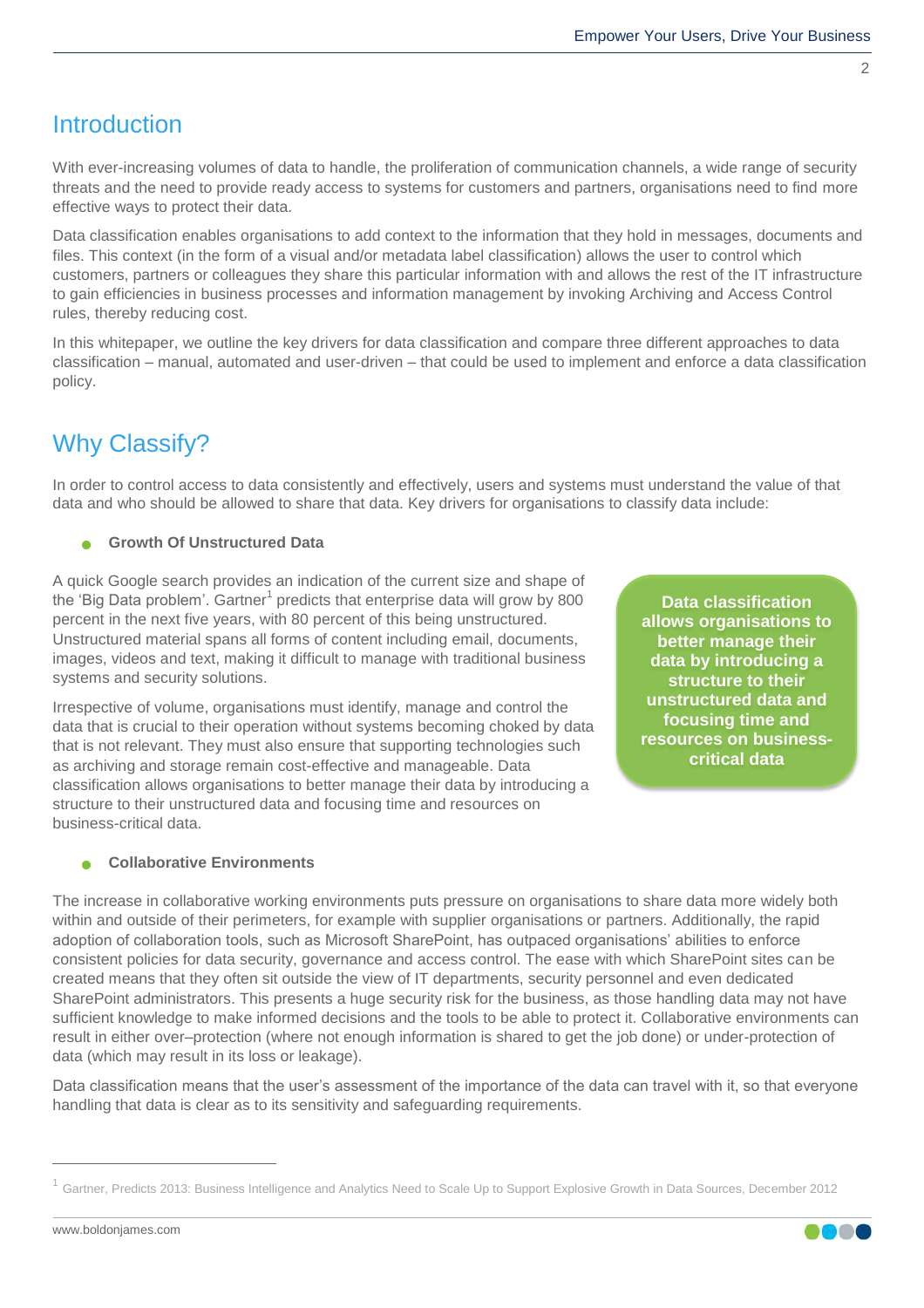## Introduction

With ever-increasing volumes of data to handle, the proliferation of communication channels, a wide range of security threats and the need to provide ready access to systems for customers and partners, organisations need to find more effective ways to protect their data.

Data classification enables organisations to add context to the information that they hold in messages, documents and files. This context (in the form of a visual and/or metadata label classification) allows the user to control which customers, partners or colleagues they share this particular information with and allows the rest of the IT infrastructure to gain efficiencies in business processes and information management by invoking Archiving and Access Control rules, thereby reducing cost.

In this whitepaper, we outline the key drivers for data classification and compare three different approaches to data classification – manual, automated and user-driven – that could be used to implement and enforce a data classification policy.

## Why Classify?

In order to control access to data consistently and effectively, users and systems must understand the value of that data and who should be allowed to share that data. Key drivers for organisations to classify data include:

- **Growth Of Unstructured Data**

A quick Google search provides an indication of the current size and shape of the 'Big Data problem'. Gartner[1] predicts that enterprise data will grow by 800 percent in the next five years, with 80 percent of this being unstructured. Unstructured material spans all forms of content including email, documents, images, videos and text, making it difficult to manage with traditional business systems and security solutions.

Irrespective of volume, organisations must identify, manage and control the data that is crucial to their operation without systems becoming choked by data that is not relevant. They must also ensure that supporting technologies such as archiving and storage remain cost-effective and manageable. Data classification allows organisations to better manage their data by introducing a structure to their unstructured data and focusing time and resources on business-critical data.

**Data classification allows organisations to better manage their data by introducing a structure to their unstructured data and focusing time and resources on business-critical data**

- **Collaborative Environments**

The increase in collaborative working environments puts pressure on organisations to share data more widely both within and outside of their perimeters, for example with supplier organisations or partners. Additionally, the rapid adoption of collaboration tools, such as Microsoft SharePoint, has outpaced organisations' abilities to enforce consistent policies for data security, governance and access control. The ease with which SharePoint sites can be created means that they often sit outside the view of IT departments, security personnel and even dedicated SharePoint administrators. This presents a huge security risk for the business, as those handling data may not have sufficient knowledge to make informed decisions and the tools to be able to protect it. Collaborative environments can result in either over–protection (where not enough information is shared to get the job done) or under-protection of data (which may result in its loss or leakage).

Data classification means that the user's assessment of the importance of the data can travel with it, so that everyone handling that data is clear as to its sensitivity and safeguarding requirements.

---

[1] Gartner, Predicts 2013: Business Intelligence and Analytics Need to Scale Up to Support Explosive Growth in Data Sources, December 2012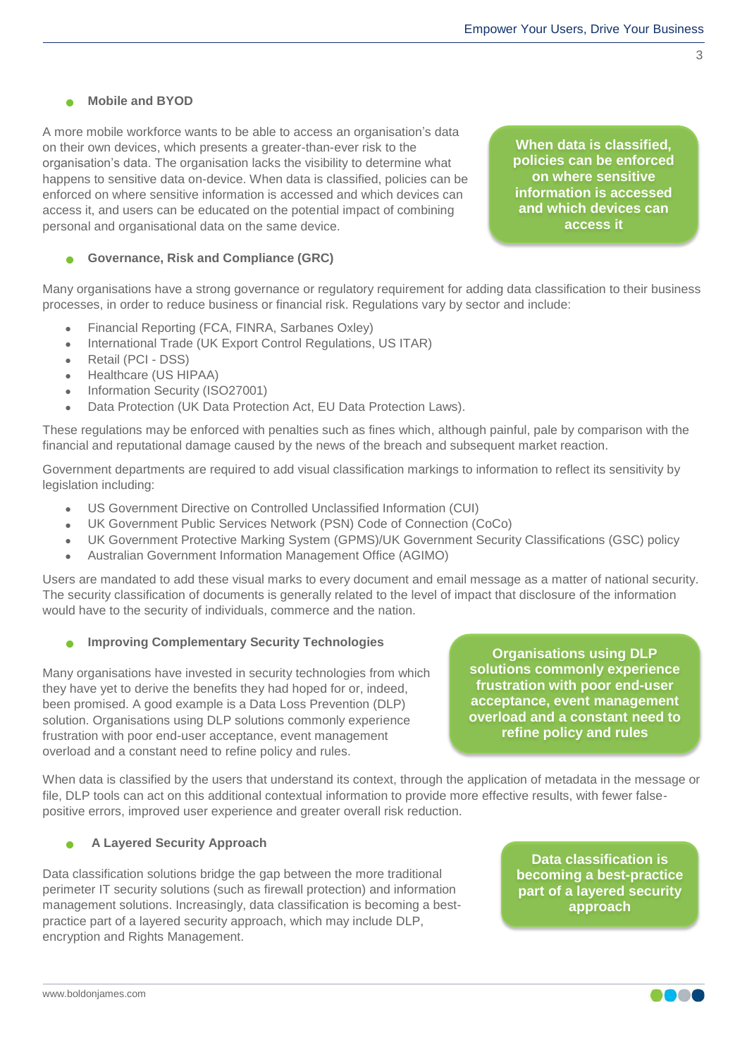- **Mobile and BYOD**

A more mobile workforce wants to be able to access an organisation's data on their own devices, which presents a greater-than-ever risk to the organisation's data. The organisation lacks the visibility to determine what happens to sensitive data on-device. When data is classified, policies can be enforced on where sensitive information is accessed and which devices can access it, and users can be educated on the potential impact of combining personal and organisational data on the same device.

**When data is classified, policies can be enforced on where sensitive information is accessed and which devices can access it**

- **Governance, Risk and Compliance (GRC)**

Many organisations have a strong governance or regulatory requirement for adding data classification to their business processes, in order to reduce business or financial risk. Regulations vary by sector and include:

- Financial Reporting (FCA, FINRA, Sarbanes Oxley)
- International Trade (UK Export Control Regulations, US ITAR)
- Retail (PCI - DSS)
- Healthcare (US HIPAA)
- Information Security (ISO27001)
- Data Protection (UK Data Protection Act, EU Data Protection Laws).

These regulations may be enforced with penalties such as fines which, although painful, pale by comparison with the financial and reputational damage caused by the news of the breach and subsequent market reaction.

Government departments are required to add visual classification markings to information to reflect its sensitivity by legislation including:

- US Government Directive on Controlled Unclassified Information (CUI)
- UK Government Public Services Network (PSN) Code of Connection (CoCo)
- UK Government Protective Marking System (GPMS)/UK Government Security Classifications (GSC) policy
- Australian Government Information Management Office (AGIMO)

Users are mandated to add these visual marks to every document and email message as a matter of national security. The security classification of documents is generally related to the level of impact that disclosure of the information would have to the security of individuals, commerce and the nation.

- **Improving Complementary Security Technologies**

Many organisations have invested in security technologies from which they have yet to derive the benefits they had hoped for or, indeed, been promised. A good example is a Data Loss Prevention (DLP) solution. Organisations using DLP solutions commonly experience frustration with poor end-user acceptance, event management overload and a constant need to refine policy and rules.

**Organisations using DLP solutions commonly experience frustration with poor end-user acceptance, event management overload and a constant need to refine policy and rules**

When data is classified by the users that understand its context, through the application of metadata in the message or file, DLP tools can act on this additional contextual information to provide more effective results, with fewer false-positive errors, improved user experience and greater overall risk reduction.

- **A Layered Security Approach**

Data classification solutions bridge the gap between the more traditional perimeter IT security solutions (such as firewall protection) and information management solutions. Increasingly, data classification is becoming a best-practice part of a layered security approach, which may include DLP, encryption and Rights Management.

**Data classification is becoming a best-practice part of a layered security approach**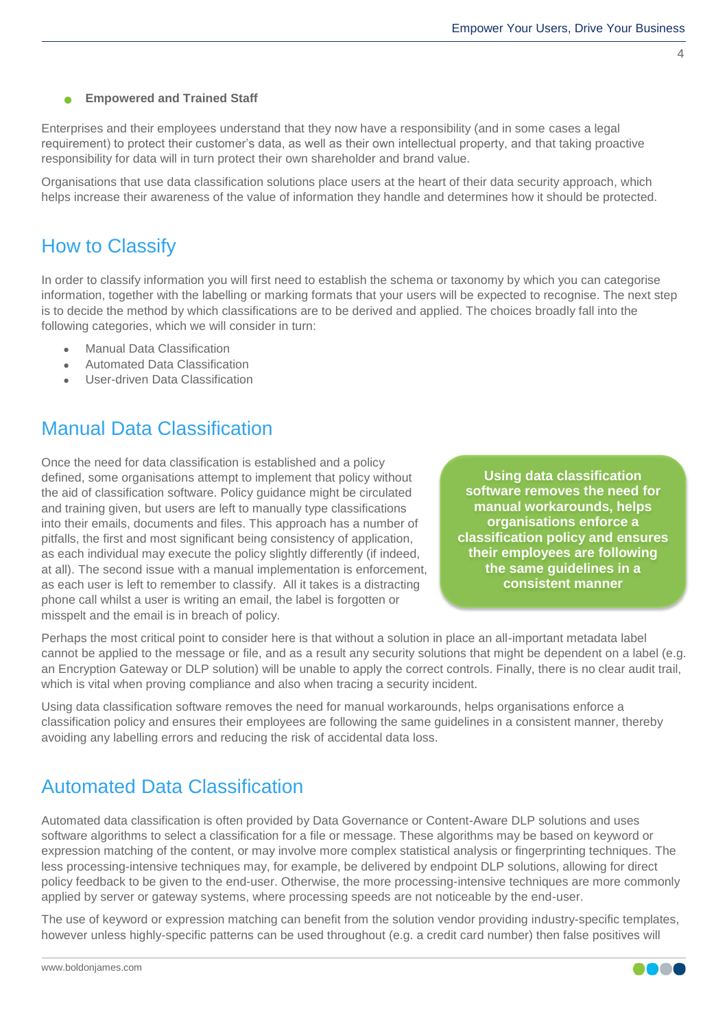- **Empowered and Trained Staff**

Enterprises and their employees understand that they now have a responsibility (and in some cases a legal requirement) to protect their customer's data, as well as their own intellectual property, and that taking proactive responsibility for data will in turn protect their own shareholder and brand value.

Organisations that use data classification solutions place users at the heart of their data security approach, which helps increase their awareness of the value of information they handle and determines how it should be protected.

## How to Classify

In order to classify information you will first need to establish the schema or taxonomy by which you can categorise information, together with the labelling or marking formats that your users will be expected to recognise. The next step is to decide the method by which classifications are to be derived and applied. The choices broadly fall into the following categories, which we will consider in turn:

- Manual Data Classification
- Automated Data Classification
- User-driven Data Classification

## Manual Data Classification

Once the need for data classification is established and a policy defined, some organisations attempt to implement that policy without the aid of classification software. Policy guidance might be circulated and training given, but users are left to manually type classifications into their emails, documents and files. This approach has a number of pitfalls, the first and most significant being consistency of application, as each individual may execute the policy slightly differently (if indeed, at all). The second issue with a manual implementation is enforcement, as each user is left to remember to classify. All it takes is a distracting phone call whilst a user is writing an email, the label is forgotten or misspelt and the email is in breach of policy.

**Using data classification software removes the need for manual workarounds, helps organisations enforce a classification policy and ensures their employees are following the same guidelines in a consistent manner**

Perhaps the most critical point to consider here is that without a solution in place an all-important metadata label cannot be applied to the message or file, and as a result any security solutions that might be dependent on a label (e.g. an Encryption Gateway or DLP solution) will be unable to apply the correct controls. Finally, there is no clear audit trail, which is vital when proving compliance and also when tracing a security incident.

Using data classification software removes the need for manual workarounds, helps organisations enforce a classification policy and ensures their employees are following the same guidelines in a consistent manner, thereby avoiding any labelling errors and reducing the risk of accidental data loss.

## Automated Data Classification

Automated data classification is often provided by Data Governance or Content-Aware DLP solutions and uses software algorithms to select a classification for a file or message. These algorithms may be based on keyword or expression matching of the content, or may involve more complex statistical analysis or fingerprinting techniques. The less processing-intensive techniques may, for example, be delivered by endpoint DLP solutions, allowing for direct policy feedback to be given to the end-user. Otherwise, the more processing-intensive techniques are more commonly applied by server or gateway systems, where processing speeds are not noticeable by the end-user.

The use of keyword or expression matching can benefit from the solution vendor providing industry-specific templates, however unless highly-specific patterns can be used throughout (e.g. a credit card number) then false positives will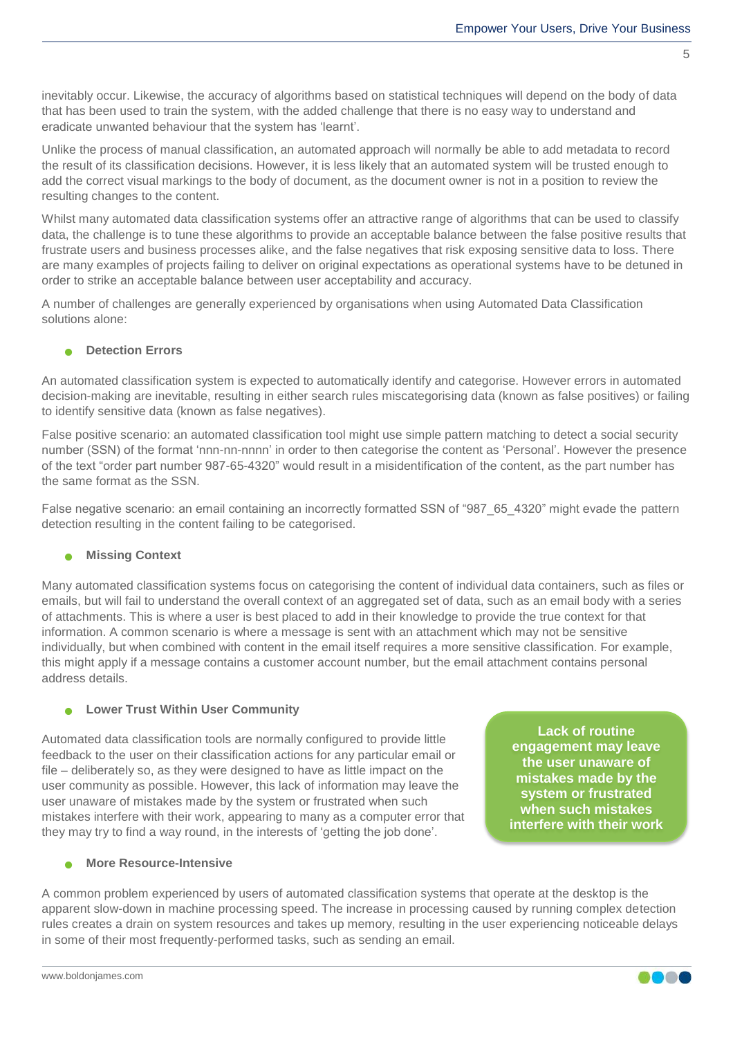inevitably occur. Likewise, the accuracy of algorithms based on statistical techniques will depend on the body of data that has been used to train the system, with the added challenge that there is no easy way to understand and eradicate unwanted behaviour that the system has 'learnt'.

Unlike the process of manual classification, an automated approach will normally be able to add metadata to record the result of its classification decisions. However, it is less likely that an automated system will be trusted enough to add the correct visual markings to the body of document, as the document owner is not in a position to review the resulting changes to the content.

Whilst many automated data classification systems offer an attractive range of algorithms that can be used to classify data, the challenge is to tune these algorithms to provide an acceptable balance between the false positive results that frustrate users and business processes alike, and the false negatives that risk exposing sensitive data to loss. There are many examples of projects failing to deliver on original expectations as operational systems have to be detuned in order to strike an acceptable balance between user acceptability and accuracy.

A number of challenges are generally experienced by organisations when using Automated Data Classification solutions alone:

- **Detection Errors**

An automated classification system is expected to automatically identify and categorise. However errors in automated decision-making are inevitable, resulting in either search rules miscategorising data (known as false positives) or failing to identify sensitive data (known as false negatives).

False positive scenario: an automated classification tool might use simple pattern matching to detect a social security number (SSN) of the format 'nnn-nn-nnnn' in order to then categorise the content as 'Personal'. However the presence of the text "order part number 987-65-4320" would result in a misidentification of the content, as the part number has the same format as the SSN.

False negative scenario: an email containing an incorrectly formatted SSN of "987_65_4320" might evade the pattern detection resulting in the content failing to be categorised.

- **Missing Context**

Many automated classification systems focus on categorising the content of individual data containers, such as files or emails, but will fail to understand the overall context of an aggregated set of data, such as an email body with a series of attachments. This is where a user is best placed to add in their knowledge to provide the true context for that information. A common scenario is where a message is sent with an attachment which may not be sensitive individually, but when combined with content in the email itself requires a more sensitive classification. For example, this might apply if a message contains a customer account number, but the email attachment contains personal address details.

- **Lower Trust Within User Community**

Automated data classification tools are normally configured to provide little feedback to the user on their classification actions for any particular email or file – deliberately so, as they were designed to have as little impact on the user community as possible. However, this lack of information may leave the user unaware of mistakes made by the system or frustrated when such mistakes interfere with their work, appearing to many as a computer error that they may try to find a way round, in the interests of 'getting the job done'.

**Lack of routine engagement may leave the user unaware of mistakes made by the system or frustrated when such mistakes interfere with their work**

- **More Resource-Intensive**

A common problem experienced by users of automated classification systems that operate at the desktop is the apparent slow-down in machine processing speed. The increase in processing caused by running complex detection rules creates a drain on system resources and takes up memory, resulting in the user experiencing noticeable delays in some of their most frequently-performed tasks, such as sending an email.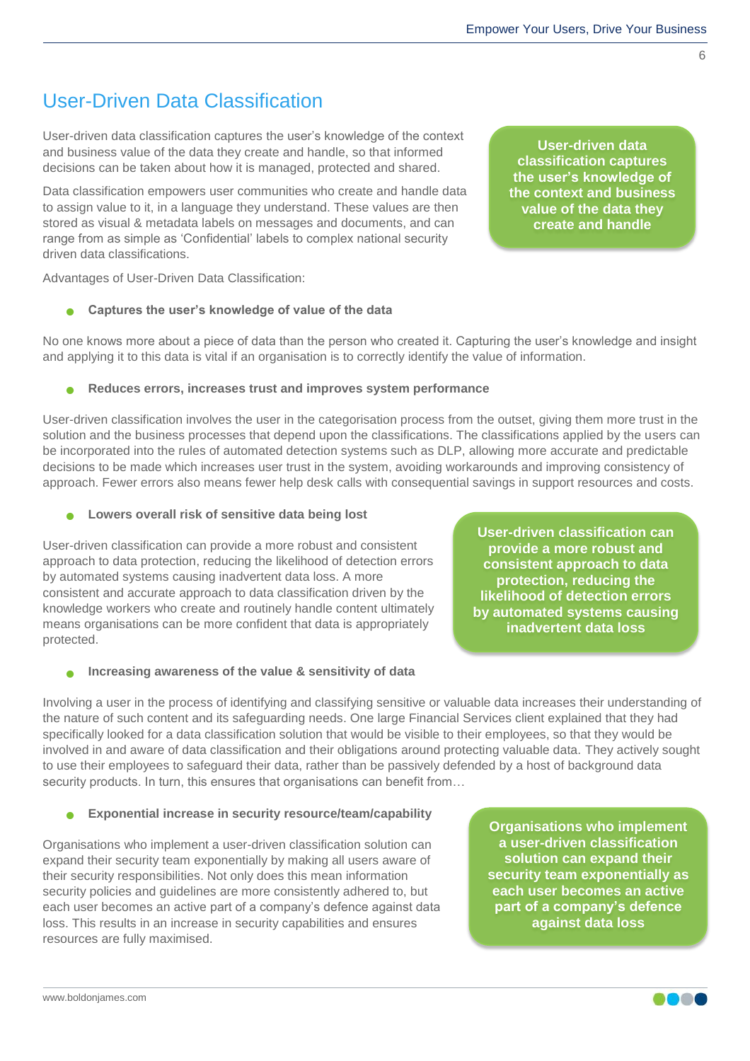# User-Driven Data Classification

User-driven data classification captures the user's knowledge of the context and business value of the data they create and handle, so that informed decisions can be taken about how it is managed, protected and shared.

**User-driven data classification captures the user's knowledge of the context and business value of the data they create and handle**

Data classification empowers user communities who create and handle data to assign value to it, in a language they understand. These values are then stored as visual & metadata labels on messages and documents, and can range from as simple as 'Confidential' labels to complex national security driven data classifications.

Advantages of User-Driven Data Classification:

- **Captures the user's knowledge of value of the data**

No one knows more about a piece of data than the person who created it. Capturing the user's knowledge and insight and applying it to this data is vital if an organisation is to correctly identify the value of information.

- **Reduces errors, increases trust and improves system performance**

User-driven classification involves the user in the categorisation process from the outset, giving them more trust in the solution and the business processes that depend upon the classifications. The classifications applied by the users can be incorporated into the rules of automated detection systems such as DLP, allowing more accurate and predictable decisions to be made which increases user trust in the system, avoiding workarounds and improving consistency of approach. Fewer errors also means fewer help desk calls with consequential savings in support resources and costs.

- **Lowers overall risk of sensitive data being lost**

User-driven classification can provide a more robust and consistent approach to data protection, reducing the likelihood of detection errors by automated systems causing inadvertent data loss. A more consistent and accurate approach to data classification driven by the knowledge workers who create and routinely handle content ultimately means organisations can be more confident that data is appropriately protected.

**User-driven classification can provide a more robust and consistent approach to data protection, reducing the likelihood of detection errors by automated systems causing inadvertent data loss**

- **Increasing awareness of the value & sensitivity of data**

Involving a user in the process of identifying and classifying sensitive or valuable data increases their understanding of the nature of such content and its safeguarding needs. One large Financial Services client explained that they had specifically looked for a data classification solution that would be visible to their employees, so that they would be involved in and aware of data classification and their obligations around protecting valuable data. They actively sought to use their employees to safeguard their data, rather than be passively defended by a host of background data security products. In turn, this ensures that organisations can benefit from…

- **Exponential increase in security resource/team/capability**

Organisations who implement a user-driven classification solution can expand their security team exponentially by making all users aware of their security responsibilities. Not only does this mean information security policies and guidelines are more consistently adhered to, but each user becomes an active part of a company's defence against data loss. This results in an increase in security capabilities and ensures resources are fully maximised.

**Organisations who implement a user-driven classification solution can expand their security team exponentially as each user becomes an active part of a company's defence against data loss**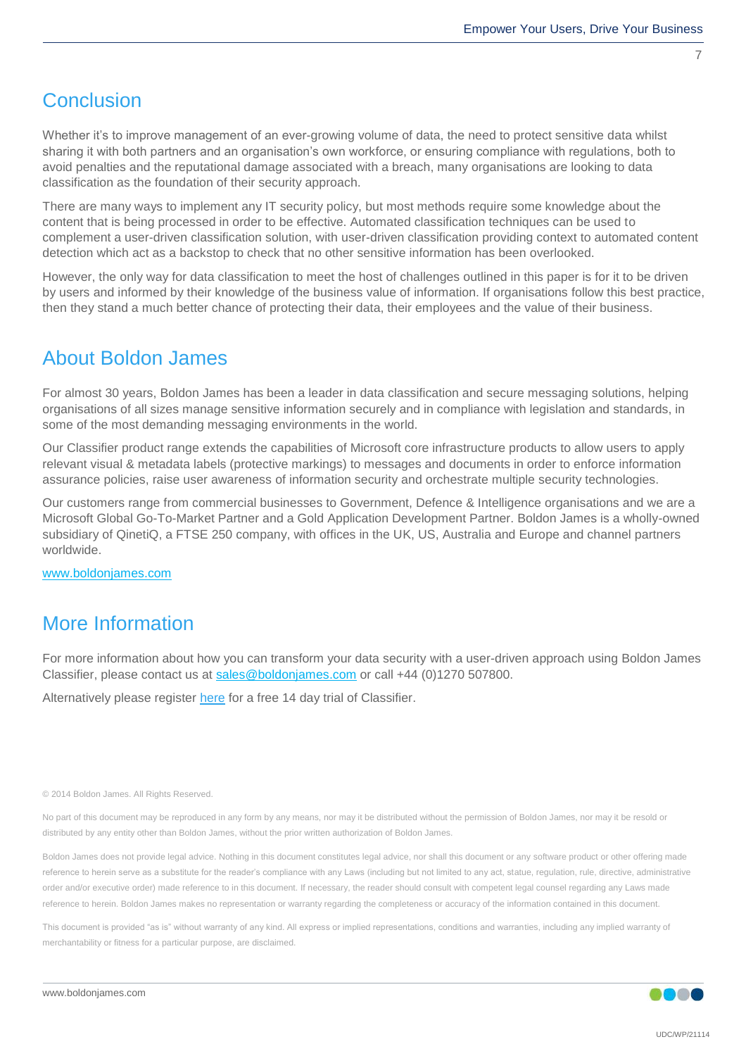## Conclusion

Whether it's to improve management of an ever-growing volume of data, the need to protect sensitive data whilst sharing it with both partners and an organisation's own workforce, or ensuring compliance with regulations, both to avoid penalties and the reputational damage associated with a breach, many organisations are looking to data classification as the foundation of their security approach.

There are many ways to implement any IT security policy, but most methods require some knowledge about the content that is being processed in order to be effective. Automated classification techniques can be used to complement a user-driven classification solution, with user-driven classification providing context to automated content detection which act as a backstop to check that no other sensitive information has been overlooked.

However, the only way for data classification to meet the host of challenges outlined in this paper is for it to be driven by users and informed by their knowledge of the business value of information. If organisations follow this best practice, then they stand a much better chance of protecting their data, their employees and the value of their business.

## About Boldon James

For almost 30 years, Boldon James has been a leader in data classification and secure messaging solutions, helping organisations of all sizes manage sensitive information securely and in compliance with legislation and standards, in some of the most demanding messaging environments in the world.

Our Classifier product range extends the capabilities of Microsoft core infrastructure products to allow users to apply relevant visual & metadata labels (protective markings) to messages and documents in order to enforce information assurance policies, raise user awareness of information security and orchestrate multiple security technologies.

Our customers range from commercial businesses to Government, Defence & Intelligence organisations and we are a Microsoft Global Go-To-Market Partner and a Gold Application Development Partner. Boldon James is a wholly-owned subsidiary of QinetiQ, a FTSE 250 company, with offices in the UK, US, Australia and Europe and channel partners worldwide.

[www.boldonjames.com](www.boldonjames.com)

## More Information

For more information about how you can transform your data security with a user-driven approach using Boldon James Classifier, please contact us at [sales@boldonjames.com](mailto:sales@boldonjames.com) or call +44 (0)1270 507800.

Alternatively please register [here] for a free 14 day trial of Classifier.

© 2014 Boldon James. All Rights Reserved.

No part of this document may be reproduced in any form by any means, nor may it be distributed without the permission of Boldon James, nor may it be resold or distributed by any entity other than Boldon James, without the prior written authorization of Boldon James.

Boldon James does not provide legal advice. Nothing in this document constitutes legal advice, nor shall this document or any software product or other offering made reference to herein serve as a substitute for the reader's compliance with any Laws (including but not limited to any act, statue, regulation, rule, directive, administrative order and/or executive order) made reference to in this document. If necessary, the reader should consult with competent legal counsel regarding any Laws made reference to herein. Boldon James makes no representation or warranty regarding the completeness or accuracy of the information contained in this document.

This document is provided "as is" without warranty of any kind. All express or implied representations, conditions and warranties, including any implied warranty of merchantability or fitness for a particular purpose, are disclaimed.

UDC/WP/21114